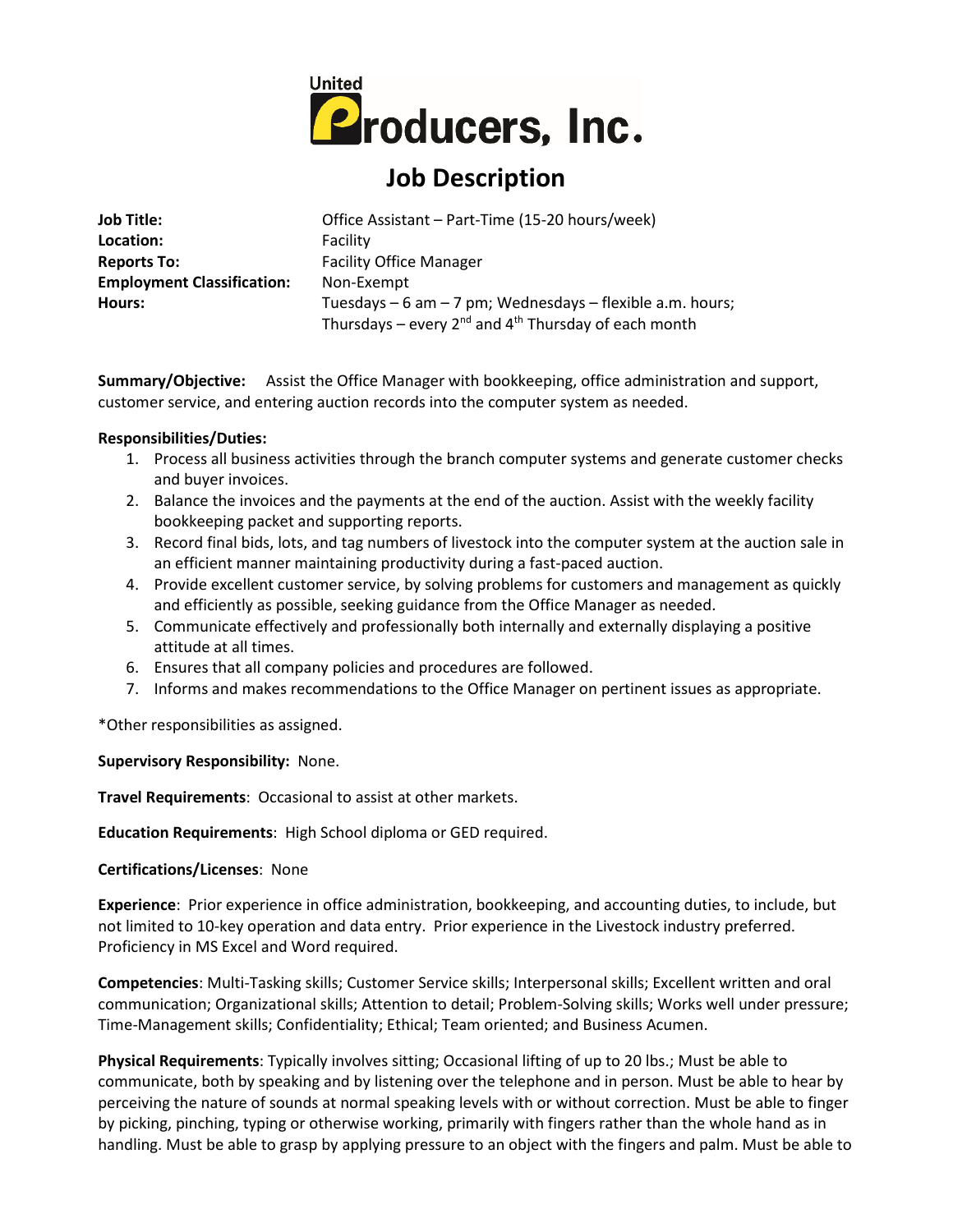United Producers, Inc.

# Job Description

| | |
|---|---|
| **Job Title:** | Office Assistant – Part-Time (15-20 hours/week) |
| **Location:** | Facility |
| **Reports To:** | Facility Office Manager |
| **Employment Classification:** | Non-Exempt |
| **Hours:** | Tuesdays – 6 am – 7 pm; Wednesdays – flexible a.m. hours; Thursdays – every 2nd and 4th Thursday of each month |

**Summary/Objective:** Assist the Office Manager with bookkeeping, office administration and support, customer service, and entering auction records into the computer system as needed.

**Responsibilities/Duties:**

1. Process all business activities through the branch computer systems and generate customer checks and buyer invoices.
2. Balance the invoices and the payments at the end of the auction. Assist with the weekly facility bookkeeping packet and supporting reports.
3. Record final bids, lots, and tag numbers of livestock into the computer system at the auction sale in an efficient manner maintaining productivity during a fast-paced auction.
4. Provide excellent customer service, by solving problems for customers and management as quickly and efficiently as possible, seeking guidance from the Office Manager as needed.
5. Communicate effectively and professionally both internally and externally displaying a positive attitude at all times.
6. Ensures that all company policies and procedures are followed.
7. Informs and makes recommendations to the Office Manager on pertinent issues as appropriate.

*Other responsibilities as assigned.

**Supervisory Responsibility:** None.

**Travel Requirements**: Occasional to assist at other markets.

**Education Requirements**: High School diploma or GED required.

**Certifications/Licenses**: None

**Experience**: Prior experience in office administration, bookkeeping, and accounting duties, to include, but not limited to 10-key operation and data entry. Prior experience in the Livestock industry preferred. Proficiency in MS Excel and Word required.

**Competencies**: Multi-Tasking skills; Customer Service skills; Interpersonal skills; Excellent written and oral communication; Organizational skills; Attention to detail; Problem-Solving skills; Works well under pressure; Time-Management skills; Confidentiality; Ethical; Team oriented; and Business Acumen.

**Physical Requirements**: Typically involves sitting; Occasional lifting of up to 20 lbs.; Must be able to communicate, both by speaking and by listening over the telephone and in person. Must be able to hear by perceiving the nature of sounds at normal speaking levels with or without correction. Must be able to finger by picking, pinching, typing or otherwise working, primarily with fingers rather than the whole hand as in handling. Must be able to grasp by applying pressure to an object with the fingers and palm. Must be able to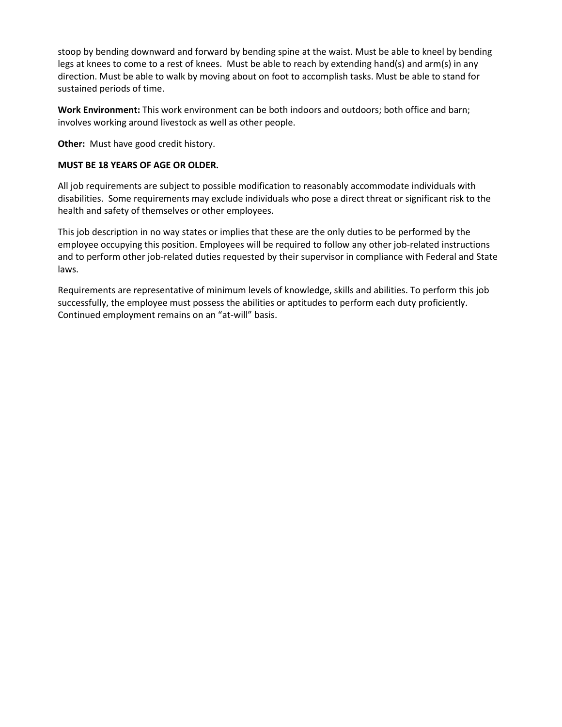stoop by bending downward and forward by bending spine at the waist. Must be able to kneel by bending legs at knees to come to a rest of knees. Must be able to reach by extending hand(s) and arm(s) in any direction. Must be able to walk by moving about on foot to accomplish tasks. Must be able to stand for sustained periods of time.

**Work Environment:** This work environment can be both indoors and outdoors; both office and barn; involves working around livestock as well as other people.

**Other:** Must have good credit history.

**MUST BE 18 YEARS OF AGE OR OLDER.**

All job requirements are subject to possible modification to reasonably accommodate individuals with disabilities. Some requirements may exclude individuals who pose a direct threat or significant risk to the health and safety of themselves or other employees.

This job description in no way states or implies that these are the only duties to be performed by the employee occupying this position. Employees will be required to follow any other job-related instructions and to perform other job-related duties requested by their supervisor in compliance with Federal and State laws.

Requirements are representative of minimum levels of knowledge, skills and abilities. To perform this job successfully, the employee must possess the abilities or aptitudes to perform each duty proficiently. Continued employment remains on an “at-will” basis.